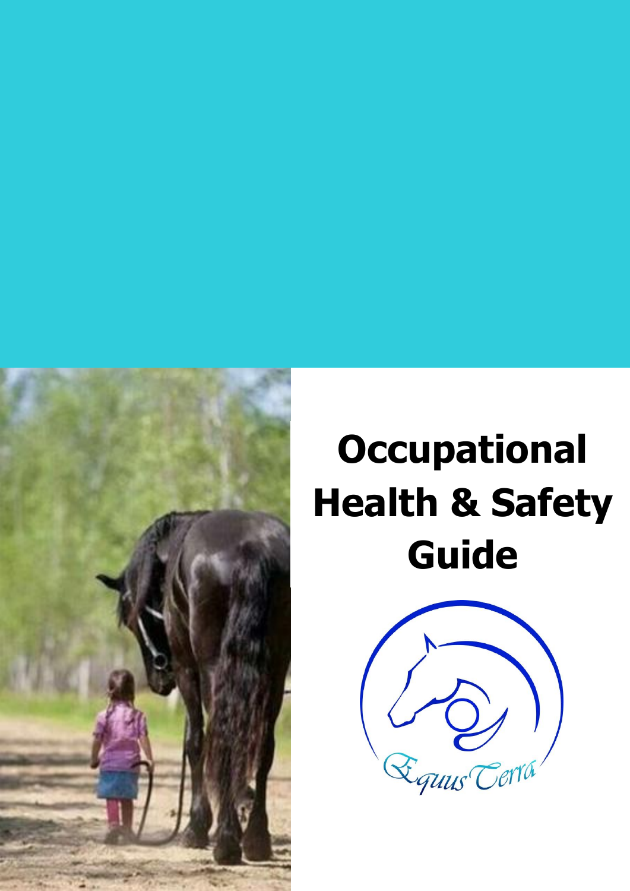# Occupational Health & Safety Guide

EquusTerra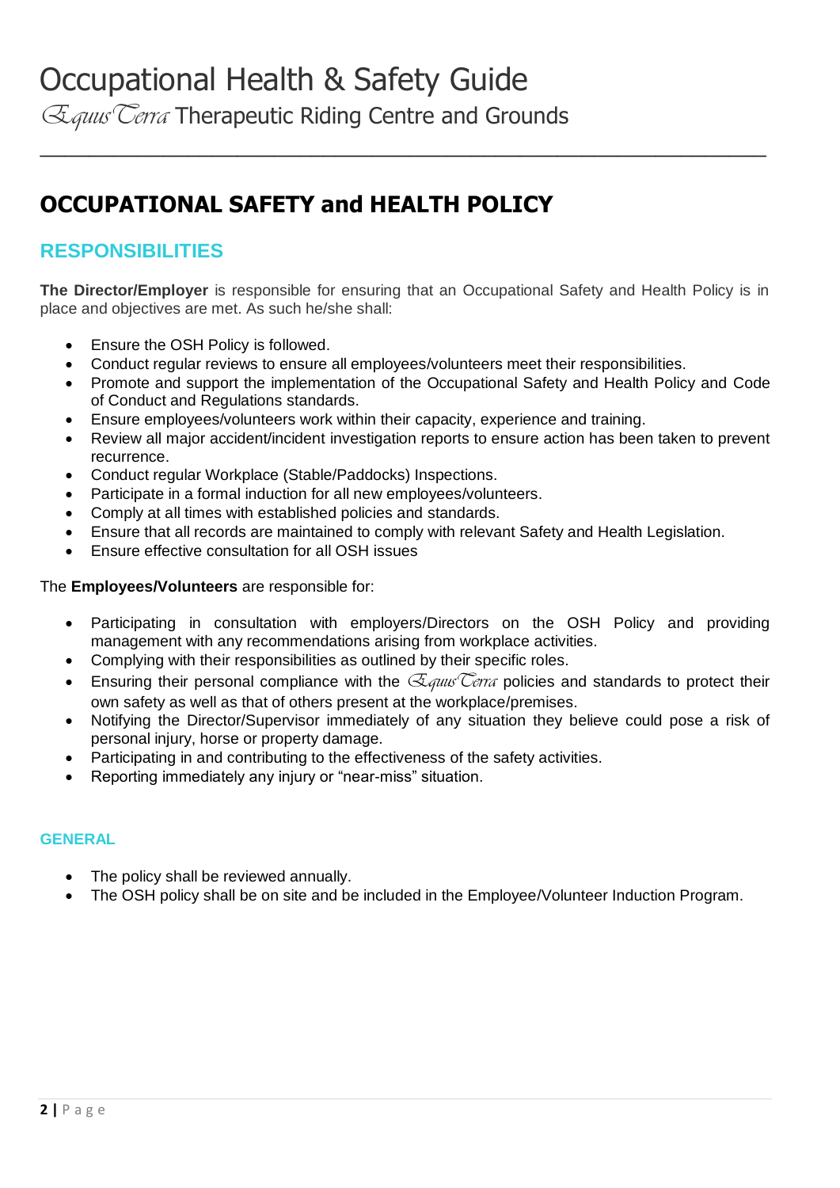# OCCUPATIONAL SAFETY and HEALTH POLICY

## RESPONSIBILITIES

**The Director/Employer** is responsible for ensuring that an Occupational Safety and Health Policy is in place and objectives are met. As such he/she shall:

- Ensure the OSH Policy is followed.
- Conduct regular reviews to ensure all employees/volunteers meet their responsibilities.
- Promote and support the implementation of the Occupational Safety and Health Policy and Code of Conduct and Regulations standards.
- Ensure employees/volunteers work within their capacity, experience and training.
- Review all major accident/incident investigation reports to ensure action has been taken to prevent recurrence.
- Conduct regular Workplace (Stable/Paddocks) Inspections.
- Participate in a formal induction for all new employees/volunteers.
- Comply at all times with established policies and standards.
- Ensure that all records are maintained to comply with relevant Safety and Health Legislation.
- Ensure effective consultation for all OSH issues

The **Employees/Volunteers** are responsible for:

- Participating in consultation with employers/Directors on the OSH Policy and providing management with any recommendations arising from workplace activities.
- Complying with their responsibilities as outlined by their specific roles.
- Ensuring their personal compliance with the *EquusTerra* policies and standards to protect their own safety as well as that of others present at the workplace/premises.
- Notifying the Director/Supervisor immediately of any situation they believe could pose a risk of personal injury, horse or property damage.
- Participating in and contributing to the effectiveness of the safety activities.
- Reporting immediately any injury or "near-miss" situation.

### GENERAL

- The policy shall be reviewed annually.
- The OSH policy shall be on site and be included in the Employee/Volunteer Induction Program.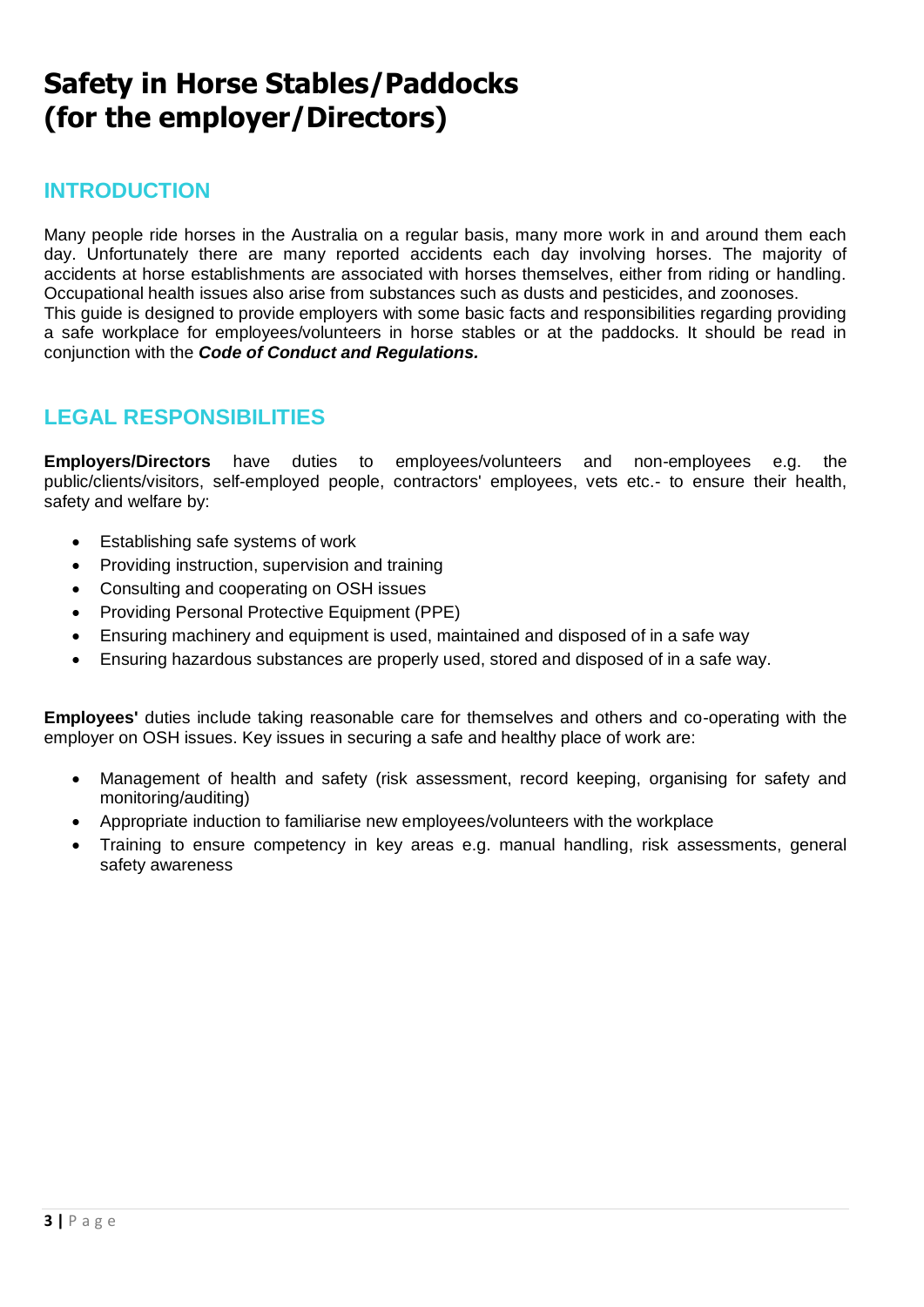# Safety in Horse Stables/Paddocks (for the employer/Directors)

## INTRODUCTION

Many people ride horses in the Australia on a regular basis, many more work in and around them each day. Unfortunately there are many reported accidents each day involving horses. The majority of accidents at horse establishments are associated with horses themselves, either from riding or handling. Occupational health issues also arise from substances such as dusts and pesticides, and zoonoses.
This guide is designed to provide employers with some basic facts and responsibilities regarding providing a safe workplace for employees/volunteers in horse stables or at the paddocks. It should be read in conjunction with the ***Code of Conduct and Regulations.***

## LEGAL RESPONSIBILITIES

**Employers/Directors** have duties to employees/volunteers and non-employees e.g. the public/clients/visitors, self-employed people, contractors' employees, vets etc.- to ensure their health, safety and welfare by:

- Establishing safe systems of work
- Providing instruction, supervision and training
- Consulting and cooperating on OSH issues
- Providing Personal Protective Equipment (PPE)
- Ensuring machinery and equipment is used, maintained and disposed of in a safe way
- Ensuring hazardous substances are properly used, stored and disposed of in a safe way.

**Employees'** duties include taking reasonable care for themselves and others and co-operating with the employer on OSH issues. Key issues in securing a safe and healthy place of work are:

- Management of health and safety (risk assessment, record keeping, organising for safety and monitoring/auditing)
- Appropriate induction to familiarise new employees/volunteers with the workplace
- Training to ensure competency in key areas e.g. manual handling, risk assessments, general safety awareness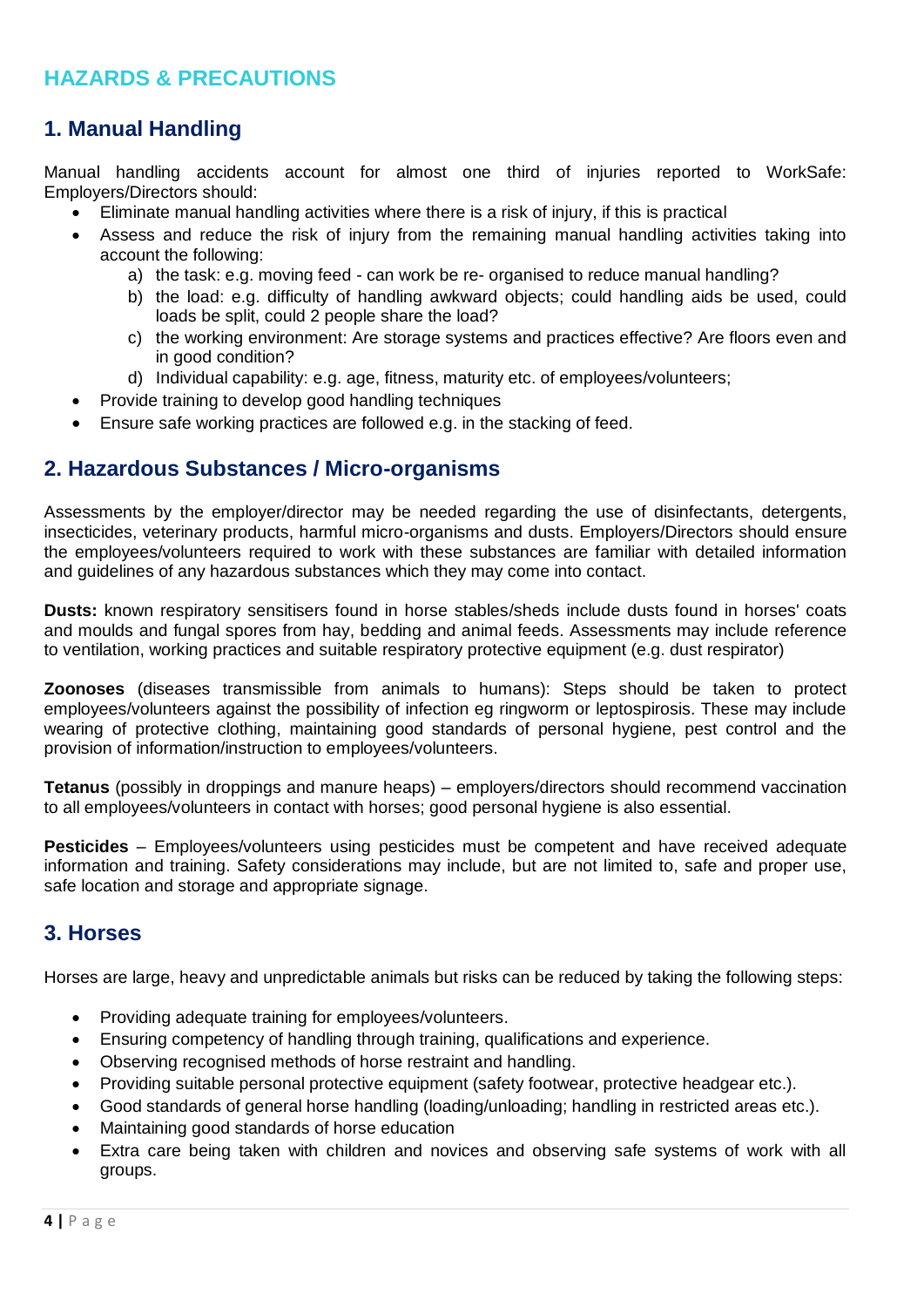## HAZARDS & PRECAUTIONS

### 1. Manual Handling

Manual handling accidents account for almost one third of injuries reported to WorkSafe: Employers/Directors should:

- Eliminate manual handling activities where there is a risk of injury, if this is practical
- Assess and reduce the risk of injury from the remaining manual handling activities taking into account the following:
  a) the task: e.g. moving feed - can work be re- organised to reduce manual handling?
  b) the load: e.g. difficulty of handling awkward objects; could handling aids be used, could loads be split, could 2 people share the load?
  c) the working environment: Are storage systems and practices effective? Are floors even and in good condition?
  d) Individual capability: e.g. age, fitness, maturity etc. of employees/volunteers;
- Provide training to develop good handling techniques
- Ensure safe working practices are followed e.g. in the stacking of feed.

### 2. Hazardous Substances / Micro-organisms

Assessments by the employer/director may be needed regarding the use of disinfectants, detergents, insecticides, veterinary products, harmful micro-organisms and dusts. Employers/Directors should ensure the employees/volunteers required to work with these substances are familiar with detailed information and guidelines of any hazardous substances which they may come into contact.

**Dusts:** known respiratory sensitisers found in horse stables/sheds include dusts found in horses' coats and moulds and fungal spores from hay, bedding and animal feeds. Assessments may include reference to ventilation, working practices and suitable respiratory protective equipment (e.g. dust respirator)

**Zoonoses** (diseases transmissible from animals to humans): Steps should be taken to protect employees/volunteers against the possibility of infection eg ringworm or leptospirosis. These may include wearing of protective clothing, maintaining good standards of personal hygiene, pest control and the provision of information/instruction to employees/volunteers.

**Tetanus** (possibly in droppings and manure heaps) – employers/directors should recommend vaccination to all employees/volunteers in contact with horses; good personal hygiene is also essential.

**Pesticides** – Employees/volunteers using pesticides must be competent and have received adequate information and training. Safety considerations may include, but are not limited to, safe and proper use, safe location and storage and appropriate signage.

### 3. Horses

Horses are large, heavy and unpredictable animals but risks can be reduced by taking the following steps:

- Providing adequate training for employees/volunteers.
- Ensuring competency of handling through training, qualifications and experience.
- Observing recognised methods of horse restraint and handling.
- Providing suitable personal protective equipment (safety footwear, protective headgear etc.).
- Good standards of general horse handling (loading/unloading; handling in restricted areas etc.).
- Maintaining good standards of horse education
- Extra care being taken with children and novices and observing safe systems of work with all groups.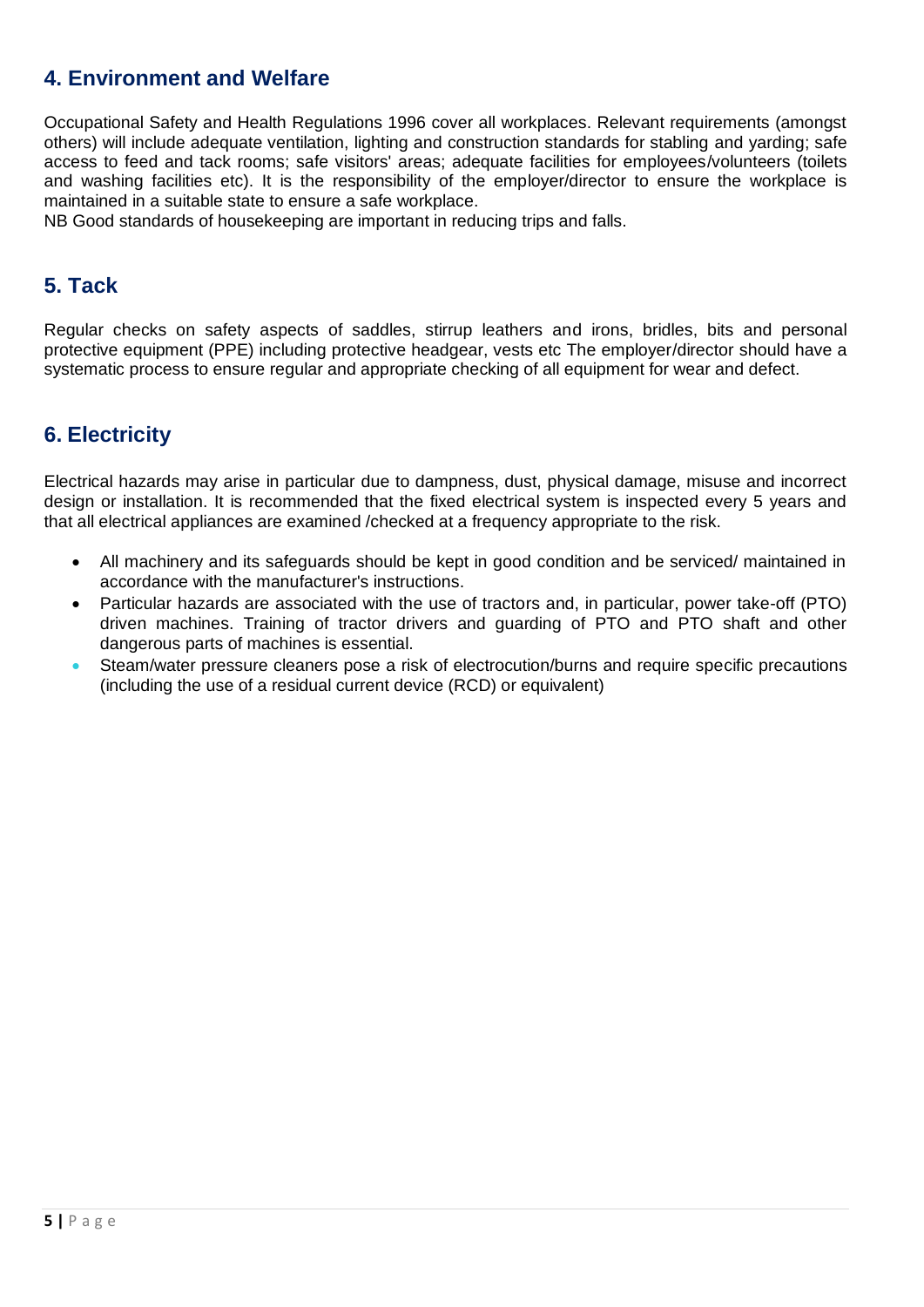## 4. Environment and Welfare

Occupational Safety and Health Regulations 1996 cover all workplaces. Relevant requirements (amongst others) will include adequate ventilation, lighting and construction standards for stabling and yarding; safe access to feed and tack rooms; safe visitors' areas; adequate facilities for employees/volunteers (toilets and washing facilities etc). It is the responsibility of the employer/director to ensure the workplace is maintained in a suitable state to ensure a safe workplace.

NB Good standards of housekeeping are important in reducing trips and falls.

## 5. Tack

Regular checks on safety aspects of saddles, stirrup leathers and irons, bridles, bits and personal protective equipment (PPE) including protective headgear, vests etc The employer/director should have a systematic process to ensure regular and appropriate checking of all equipment for wear and defect.

## 6. Electricity

Electrical hazards may arise in particular due to dampness, dust, physical damage, misuse and incorrect design or installation. It is recommended that the fixed electrical system is inspected every 5 years and that all electrical appliances are examined /checked at a frequency appropriate to the risk.

- All machinery and its safeguards should be kept in good condition and be serviced/ maintained in accordance with the manufacturer's instructions.
- Particular hazards are associated with the use of tractors and, in particular, power take-off (PTO) driven machines. Training of tractor drivers and guarding of PTO and PTO shaft and other dangerous parts of machines is essential.
- Steam/water pressure cleaners pose a risk of electrocution/burns and require specific precautions (including the use of a residual current device (RCD) or equivalent)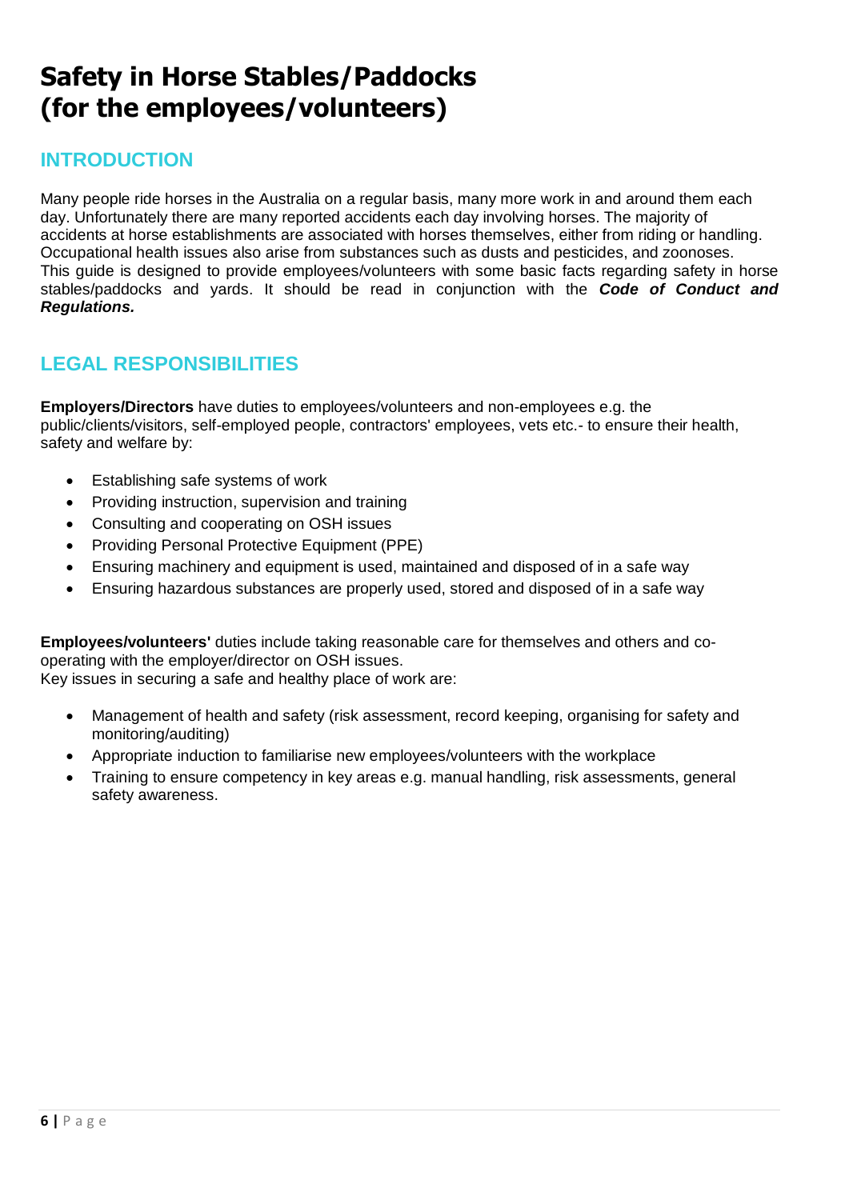# Safety in Horse Stables/Paddocks (for the employees/volunteers)

## INTRODUCTION

Many people ride horses in the Australia on a regular basis, many more work in and around them each day. Unfortunately there are many reported accidents each day involving horses. The majority of accidents at horse establishments are associated with horses themselves, either from riding or handling. Occupational health issues also arise from substances such as dusts and pesticides, and zoonoses. This guide is designed to provide employees/volunteers with some basic facts regarding safety in horse stables/paddocks and yards. It should be read in conjunction with the ***Code of Conduct and Regulations.***

## LEGAL RESPONSIBILITIES

**Employers/Directors** have duties to employees/volunteers and non-employees e.g. the public/clients/visitors, self-employed people, contractors' employees, vets etc.- to ensure their health, safety and welfare by:

- Establishing safe systems of work
- Providing instruction, supervision and training
- Consulting and cooperating on OSH issues
- Providing Personal Protective Equipment (PPE)
- Ensuring machinery and equipment is used, maintained and disposed of in a safe way
- Ensuring hazardous substances are properly used, stored and disposed of in a safe way

**Employees/volunteers'** duties include taking reasonable care for themselves and others and co-operating with the employer/director on OSH issues.
Key issues in securing a safe and healthy place of work are:

- Management of health and safety (risk assessment, record keeping, organising for safety and monitoring/auditing)
- Appropriate induction to familiarise new employees/volunteers with the workplace
- Training to ensure competency in key areas e.g. manual handling, risk assessments, general safety awareness.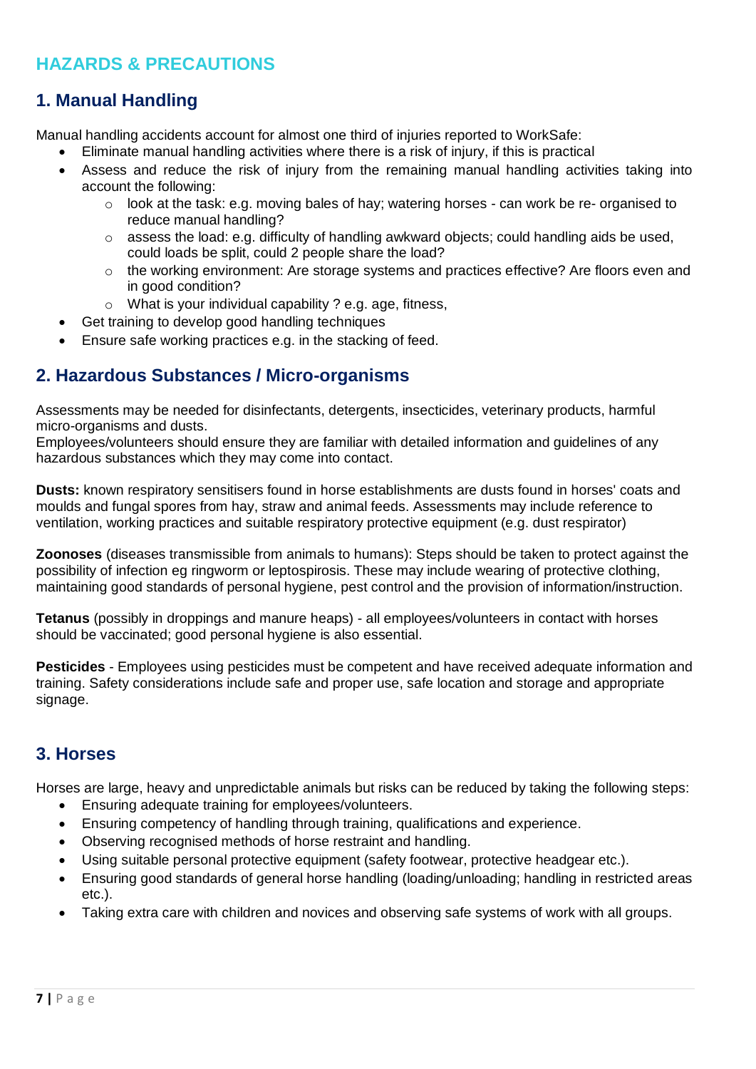## HAZARDS & PRECAUTIONS

### 1. Manual Handling

Manual handling accidents account for almost one third of injuries reported to WorkSafe:

- Eliminate manual handling activities where there is a risk of injury, if this is practical
- Assess and reduce the risk of injury from the remaining manual handling activities taking into account the following:
    - look at the task: e.g. moving bales of hay; watering horses - can work be re- organised to reduce manual handling?
    - assess the load: e.g. difficulty of handling awkward objects; could handling aids be used, could loads be split, could 2 people share the load?
    - the working environment: Are storage systems and practices effective? Are floors even and in good condition?
    - What is your individual capability ? e.g. age, fitness,
- Get training to develop good handling techniques
- Ensure safe working practices e.g. in the stacking of feed.

### 2. Hazardous Substances / Micro-organisms

Assessments may be needed for disinfectants, detergents, insecticides, veterinary products, harmful micro-organisms and dusts.
Employees/volunteers should ensure they are familiar with detailed information and guidelines of any hazardous substances which they may come into contact.

**Dusts:** known respiratory sensitisers found in horse establishments are dusts found in horses' coats and moulds and fungal spores from hay, straw and animal feeds. Assessments may include reference to ventilation, working practices and suitable respiratory protective equipment (e.g. dust respirator)

**Zoonoses** (diseases transmissible from animals to humans): Steps should be taken to protect against the possibility of infection eg ringworm or leptospirosis. These may include wearing of protective clothing, maintaining good standards of personal hygiene, pest control and the provision of information/instruction.

**Tetanus** (possibly in droppings and manure heaps) - all employees/volunteers in contact with horses should be vaccinated; good personal hygiene is also essential.

**Pesticides** - Employees using pesticides must be competent and have received adequate information and training. Safety considerations include safe and proper use, safe location and storage and appropriate signage.

### 3. Horses

Horses are large, heavy and unpredictable animals but risks can be reduced by taking the following steps:

- Ensuring adequate training for employees/volunteers.
- Ensuring competency of handling through training, qualifications and experience.
- Observing recognised methods of horse restraint and handling.
- Using suitable personal protective equipment (safety footwear, protective headgear etc.).
- Ensuring good standards of general horse handling (loading/unloading; handling in restricted areas etc.).
- Taking extra care with children and novices and observing safe systems of work with all groups.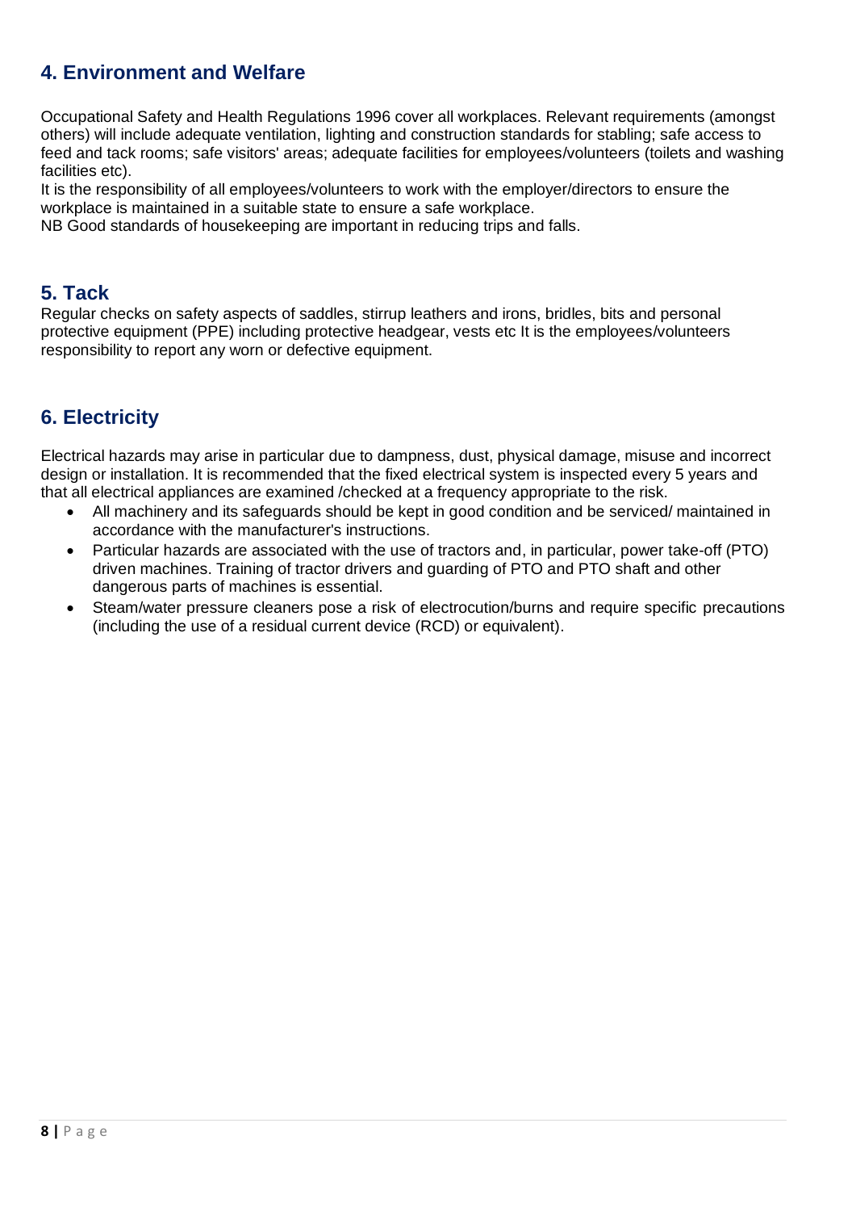## 4. Environment and Welfare

Occupational Safety and Health Regulations 1996 cover all workplaces. Relevant requirements (amongst others) will include adequate ventilation, lighting and construction standards for stabling; safe access to feed and tack rooms; safe visitors' areas; adequate facilities for employees/volunteers (toilets and washing facilities etc).

It is the responsibility of all employees/volunteers to work with the employer/directors to ensure the workplace is maintained in a suitable state to ensure a safe workplace.

NB Good standards of housekeeping are important in reducing trips and falls.

## 5. Tack

Regular checks on safety aspects of saddles, stirrup leathers and irons, bridles, bits and personal protective equipment (PPE) including protective headgear, vests etc It is the employees/volunteers responsibility to report any worn or defective equipment.

## 6. Electricity

Electrical hazards may arise in particular due to dampness, dust, physical damage, misuse and incorrect design or installation. It is recommended that the fixed electrical system is inspected every 5 years and that all electrical appliances are examined /checked at a frequency appropriate to the risk.

- All machinery and its safeguards should be kept in good condition and be serviced/ maintained in accordance with the manufacturer's instructions.
- Particular hazards are associated with the use of tractors and, in particular, power take-off (PTO) driven machines. Training of tractor drivers and guarding of PTO and PTO shaft and other dangerous parts of machines is essential.
- Steam/water pressure cleaners pose a risk of electrocution/burns and require specific precautions (including the use of a residual current device (RCD) or equivalent).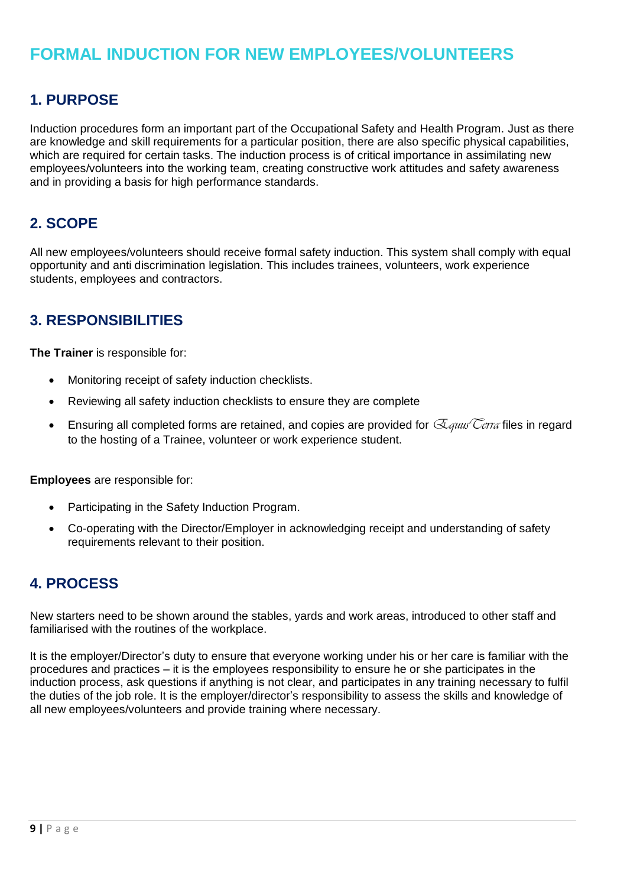# FORMAL INDUCTION FOR NEW EMPLOYEES/VOLUNTEERS

## 1. PURPOSE

Induction procedures form an important part of the Occupational Safety and Health Program. Just as there are knowledge and skill requirements for a particular position, there are also specific physical capabilities, which are required for certain tasks. The induction process is of critical importance in assimilating new employees/volunteers into the working team, creating constructive work attitudes and safety awareness and in providing a basis for high performance standards.

## 2. SCOPE

All new employees/volunteers should receive formal safety induction. This system shall comply with equal opportunity and anti discrimination legislation. This includes trainees, volunteers, work experience students, employees and contractors.

## 3. RESPONSIBILITIES

**The Trainer** is responsible for:

- Monitoring receipt of safety induction checklists.
- Reviewing all safety induction checklists to ensure they are complete
- Ensuring all completed forms are retained, and copies are provided for Equus Terra files in regard to the hosting of a Trainee, volunteer or work experience student.

**Employees** are responsible for:

- Participating in the Safety Induction Program.
- Co-operating with the Director/Employer in acknowledging receipt and understanding of safety requirements relevant to their position.

## 4. PROCESS

New starters need to be shown around the stables, yards and work areas, introduced to other staff and familiarised with the routines of the workplace.

It is the employer/Director's duty to ensure that everyone working under his or her care is familiar with the procedures and practices – it is the employees responsibility to ensure he or she participates in the induction process, ask questions if anything is not clear, and participates in any training necessary to fulfil the duties of the job role. It is the employer/director's responsibility to assess the skills and knowledge of all new employees/volunteers and provide training where necessary.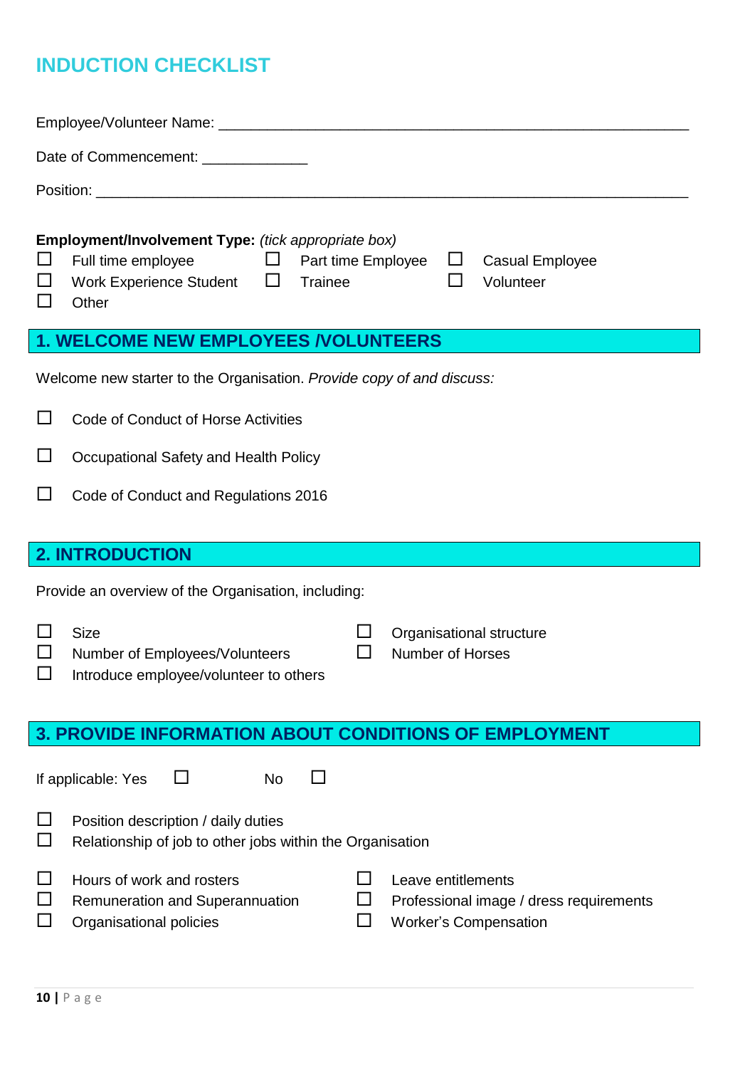## INDUCTION CHECKLIST

Employee/Volunteer Name: ____________________________________________________________

Date of Commencement: _____________

Position: ____________________________________________________________________________

**Employment/Involvement Type:** *(tick appropriate box)*

- ☐ Full time employee
- ☐ Part time Employee
- ☐ Casual Employee
- ☐ Work Experience Student
- ☐ Trainee
- ☐ Volunteer
- ☐ Other

## 1. WELCOME NEW EMPLOYEES /VOLUNTEERS

Welcome new starter to the Organisation. *Provide copy of and discuss:*

- ☐ Code of Conduct of Horse Activities
- ☐ Occupational Safety and Health Policy
- ☐ Code of Conduct and Regulations 2016

## 2. INTRODUCTION

Provide an overview of the Organisation, including:

- ☐ Size
- ☐ Organisational structure
- ☐ Number of Employees/Volunteers
- ☐ Number of Horses
- ☐ Introduce employee/volunteer to others

## 3. PROVIDE INFORMATION ABOUT CONDITIONS OF EMPLOYMENT

If applicable: Yes ☐ No ☐

- ☐ Position description / daily duties
- ☐ Relationship of job to other jobs within the Organisation

- ☐ Hours of work and rosters
- ☐ Leave entitlements
- ☐ Remuneration and Superannuation
- ☐ Professional image / dress requirements
- ☐ Organisational policies
- ☐ Worker's Compensation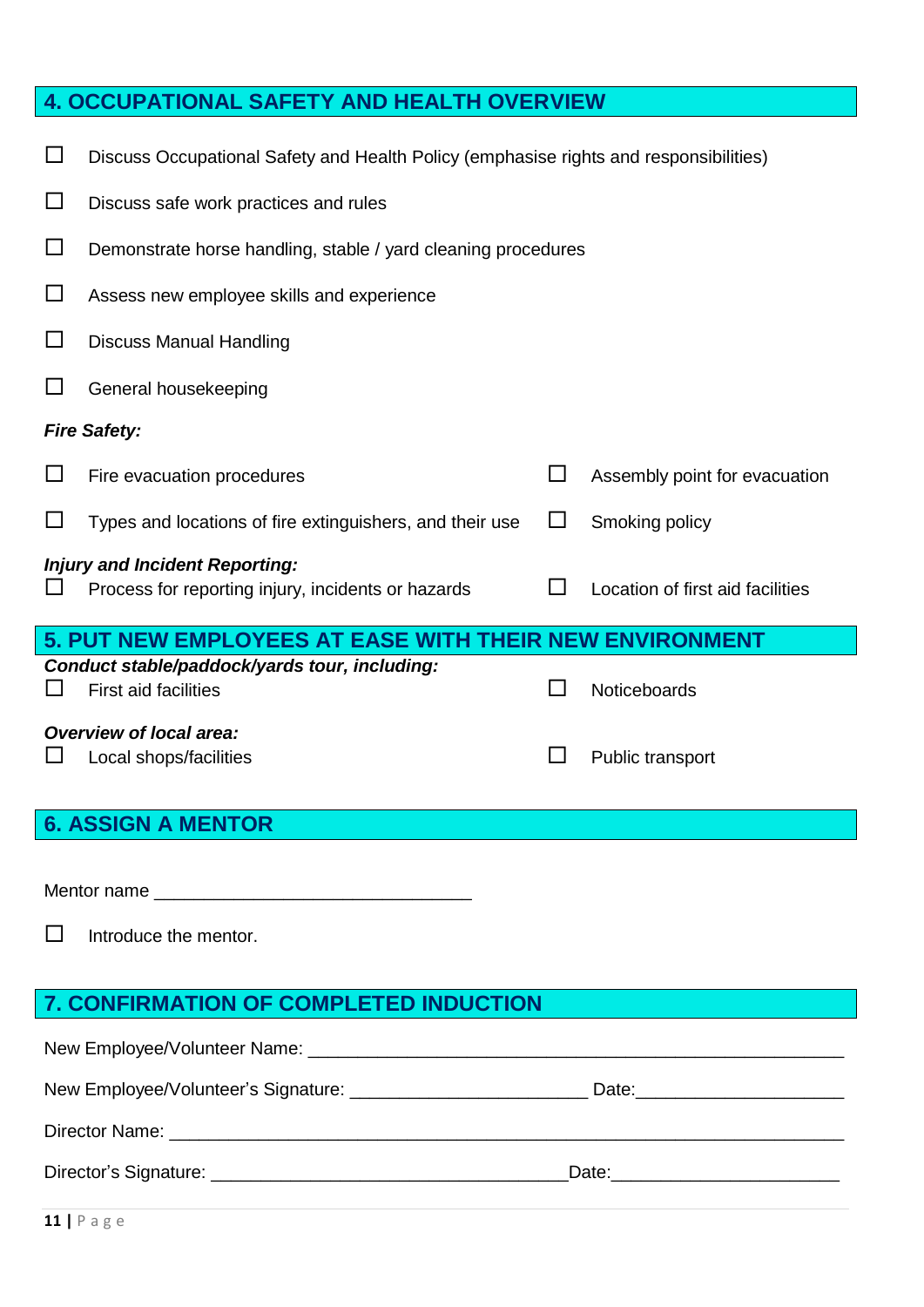## 4. OCCUPATIONAL SAFETY AND HEALTH OVERVIEW

- ☐ Discuss Occupational Safety and Health Policy (emphasise rights and responsibilities)
- ☐ Discuss safe work practices and rules
- ☐ Demonstrate horse handling, stable / yard cleaning procedures
- ☐ Assess new employee skills and experience
- ☐ Discuss Manual Handling
- ☐ General housekeeping

***Fire Safety:***

- ☐ Fire evacuation procedures
- ☐ Assembly point for evacuation
- ☐ Types and locations of fire extinguishers, and their use
- ☐ Smoking policy

***Injury and Incident Reporting:***

- ☐ Process for reporting injury, incidents or hazards
- ☐ Location of first aid facilities

## 5. PUT NEW EMPLOYEES AT EASE WITH THEIR NEW ENVIRONMENT

***Conduct stable/paddock/yards tour, including:***

- ☐ First aid facilities
- ☐ Noticeboards

***Overview of local area:***

- ☐ Local shops/facilities
- ☐ Public transport

## 6. ASSIGN A MENTOR

Mentor name ______________________________

- ☐ Introduce the mentor.

## 7. CONFIRMATION OF COMPLETED INDUCTION

New Employee/Volunteer Name: ____________________________________________________

New Employee/Volunteer's Signature: _______________________ Date:____________________

Director Name: ______________________________________________________________

Director's Signature: ___________________________________Date:_____________________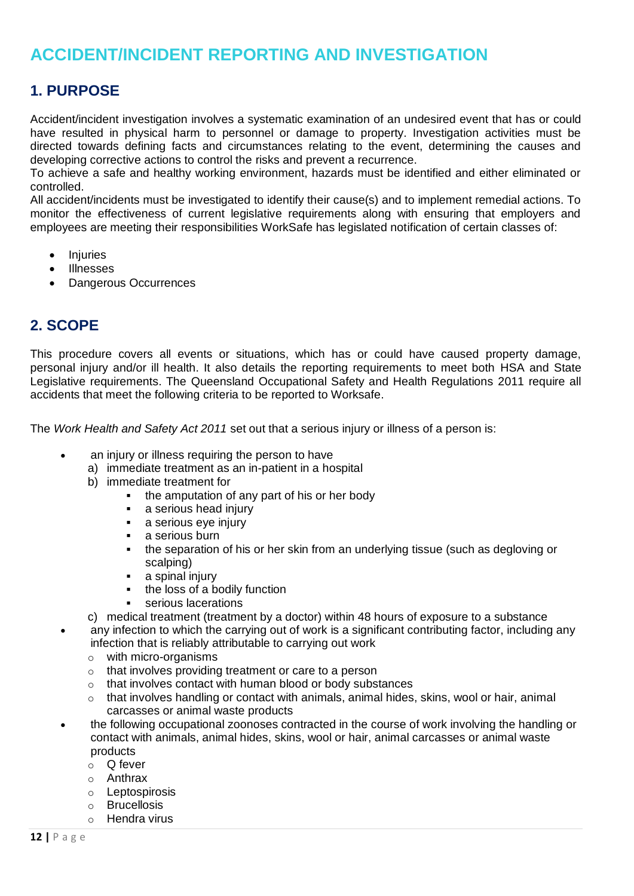# ACCIDENT/INCIDENT REPORTING AND INVESTIGATION

## 1. PURPOSE

Accident/incident investigation involves a systematic examination of an undesired event that has or could have resulted in physical harm to personnel or damage to property. Investigation activities must be directed towards defining facts and circumstances relating to the event, determining the causes and developing corrective actions to control the risks and prevent a recurrence.
To achieve a safe and healthy working environment, hazards must be identified and either eliminated or controlled.
All accident/incidents must be investigated to identify their cause(s) and to implement remedial actions. To monitor the effectiveness of current legislative requirements along with ensuring that employers and employees are meeting their responsibilities WorkSafe has legislated notification of certain classes of:

- Injuries
- Illnesses
- Dangerous Occurrences

## 2. SCOPE

This procedure covers all events or situations, which has or could have caused property damage, personal injury and/or ill health. It also details the reporting requirements to meet both HSA and State Legislative requirements. The Queensland Occupational Safety and Health Regulations 2011 require all accidents that meet the following criteria to be reported to Worksafe.

The *Work Health and Safety Act 2011* set out that a serious injury or illness of a person is:

- an injury or illness requiring the person to have
  a) immediate treatment as an in-patient in a hospital
  b) immediate treatment for
     - the amputation of any part of his or her body
     - a serious head injury
     - a serious eye injury
     - a serious burn
     - the separation of his or her skin from an underlying tissue (such as degloving or scalping)
     - a spinal injury
     - the loss of a bodily function
     - serious lacerations
  c) medical treatment (treatment by a doctor) within 48 hours of exposure to a substance
- any infection to which the carrying out of work is a significant contributing factor, including any infection that is reliably attributable to carrying out work
  - with micro-organisms
  - that involves providing treatment or care to a person
  - that involves contact with human blood or body substances
  - that involves handling or contact with animals, animal hides, skins, wool or hair, animal carcasses or animal waste products
- the following occupational zoonoses contracted in the course of work involving the handling or contact with animals, animal hides, skins, wool or hair, animal carcasses or animal waste products
  - Q fever
  - Anthrax
  - Leptospirosis
  - Brucellosis
  - Hendra virus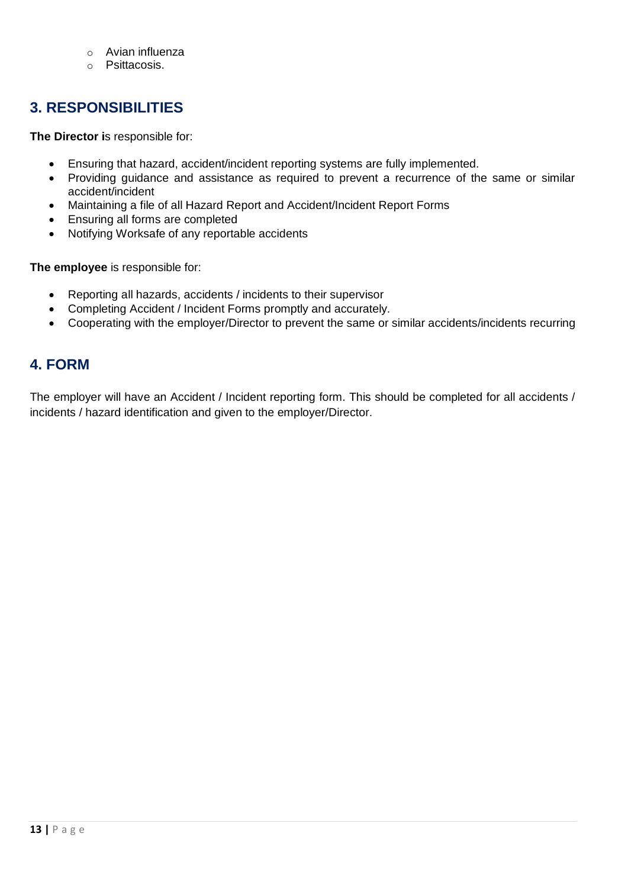- Avian influenza
  - Psittacosis.

## 3. RESPONSIBILITIES

**The Director i**s responsible for:

- Ensuring that hazard, accident/incident reporting systems are fully implemented.
- Providing guidance and assistance as required to prevent a recurrence of the same or similar accident/incident
- Maintaining a file of all Hazard Report and Accident/Incident Report Forms
- Ensuring all forms are completed
- Notifying Worksafe of any reportable accidents

**The employee** is responsible for:

- Reporting all hazards, accidents / incidents to their supervisor
- Completing Accident / Incident Forms promptly and accurately.
- Cooperating with the employer/Director to prevent the same or similar accidents/incidents recurring

## 4. FORM

The employer will have an Accident / Incident reporting form. This should be completed for all accidents / incidents / hazard identification and given to the employer/Director.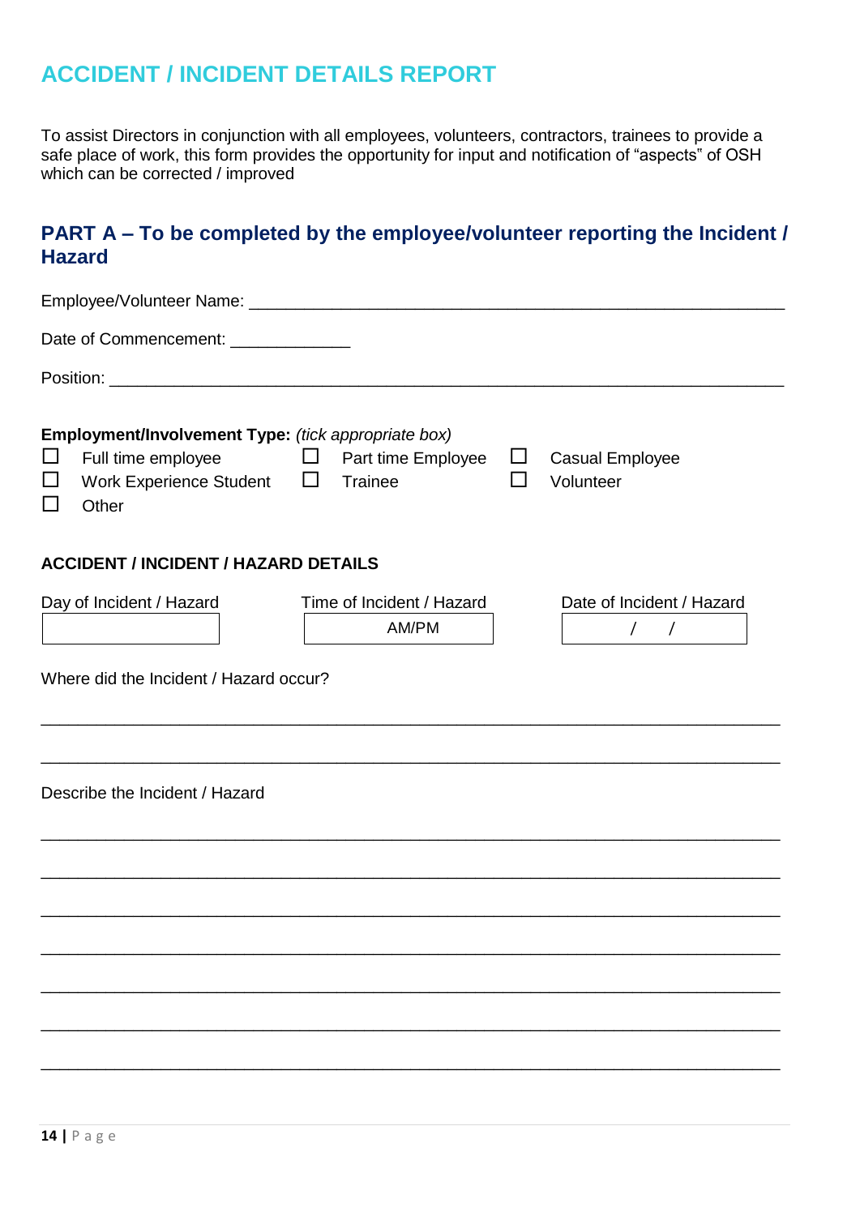# ACCIDENT / INCIDENT DETAILS REPORT

To assist Directors in conjunction with all employees, volunteers, contractors, trainees to provide a safe place of work, this form provides the opportunity for input and notification of "aspects" of OSH which can be corrected / improved

## PART A – To be completed by the employee/volunteer reporting the Incident / Hazard

Employee/Volunteer Name: ___________________________________________________________

Date of Commencement: _____________

Position: ___________________________________________________________________________

**Employment/Involvement Type:** *(tick appropriate box)*

☐ Full time employee ☐ Part time Employee ☐ Casual Employee

☐ Work Experience Student ☐ Trainee ☐ Volunteer

☐ Other

### ACCIDENT / INCIDENT / HAZARD DETAILS

| Day of Incident / Hazard | Time of Incident / Hazard | Date of Incident / Hazard |
|---|---|---|
| | AM/PM | / / |

Where did the Incident / Hazard occur?

___________________________________________________________________________

___________________________________________________________________________

Describe the Incident / Hazard

___________________________________________________________________________

___________________________________________________________________________

___________________________________________________________________________

___________________________________________________________________________

___________________________________________________________________________

___________________________________________________________________________

___________________________________________________________________________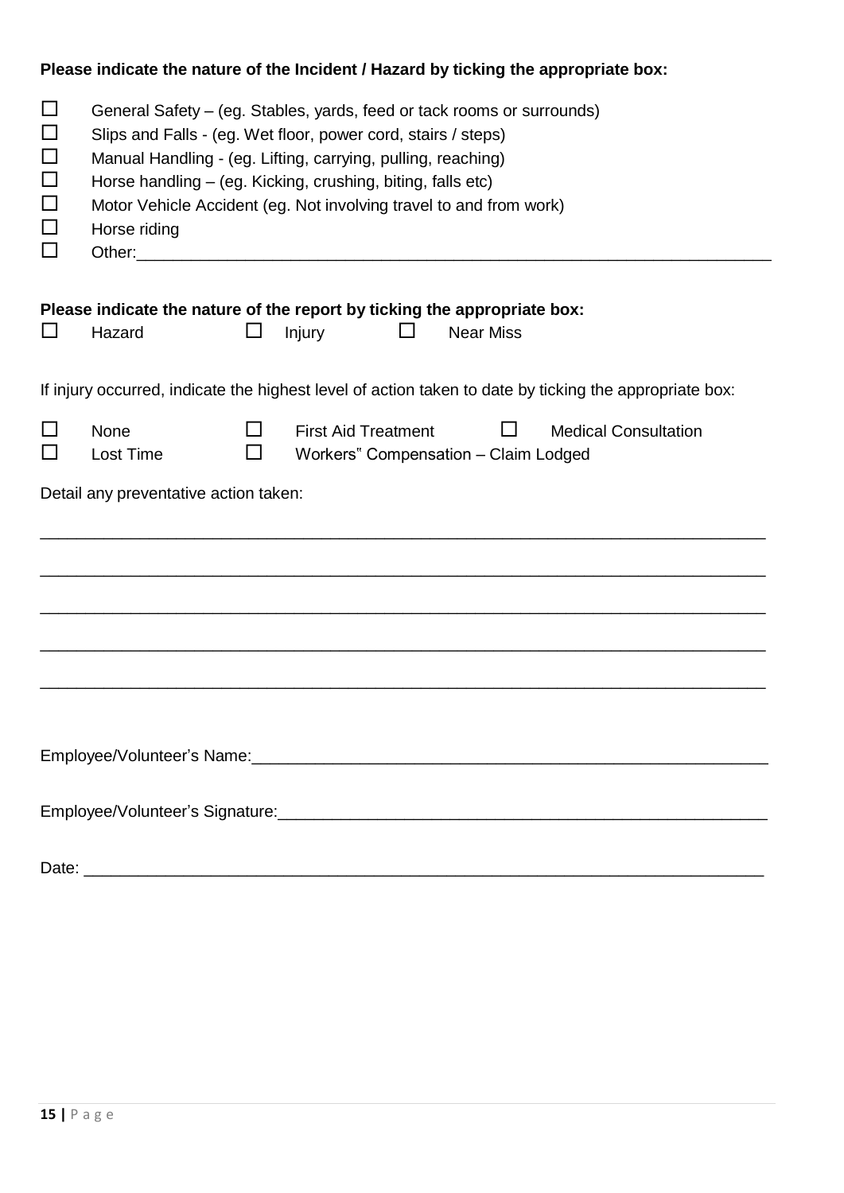**Please indicate the nature of the Incident / Hazard by ticking the appropriate box:**

- ☐ General Safety – (eg. Stables, yards, feed or tack rooms or surrounds)
- ☐ Slips and Falls - (eg. Wet floor, power cord, stairs / steps)
- ☐ Manual Handling - (eg. Lifting, carrying, pulling, reaching)
- ☐ Horse handling – (eg. Kicking, crushing, biting, falls etc)
- ☐ Motor Vehicle Accident (eg. Not involving travel to and from work)
- ☐ Horse riding
- ☐ Other:________________________________________________________________

**Please indicate the nature of the report by ticking the appropriate box:**

☐ Hazard ☐ Injury ☐ Near Miss

If injury occurred, indicate the highest level of action taken to date by ticking the appropriate box:

☐ None ☐ First Aid Treatment ☐ Medical Consultation
☐ Lost Time ☐ Workers" Compensation – Claim Lodged

Detail any preventative action taken:

_______________________________________________________________________________

_______________________________________________________________________________

_______________________________________________________________________________

_______________________________________________________________________________

_______________________________________________________________________________

Employee/Volunteer's Name:___________________________________________________

Employee/Volunteer's Signature:_______________________________________________

Date: ______________________________________________________________________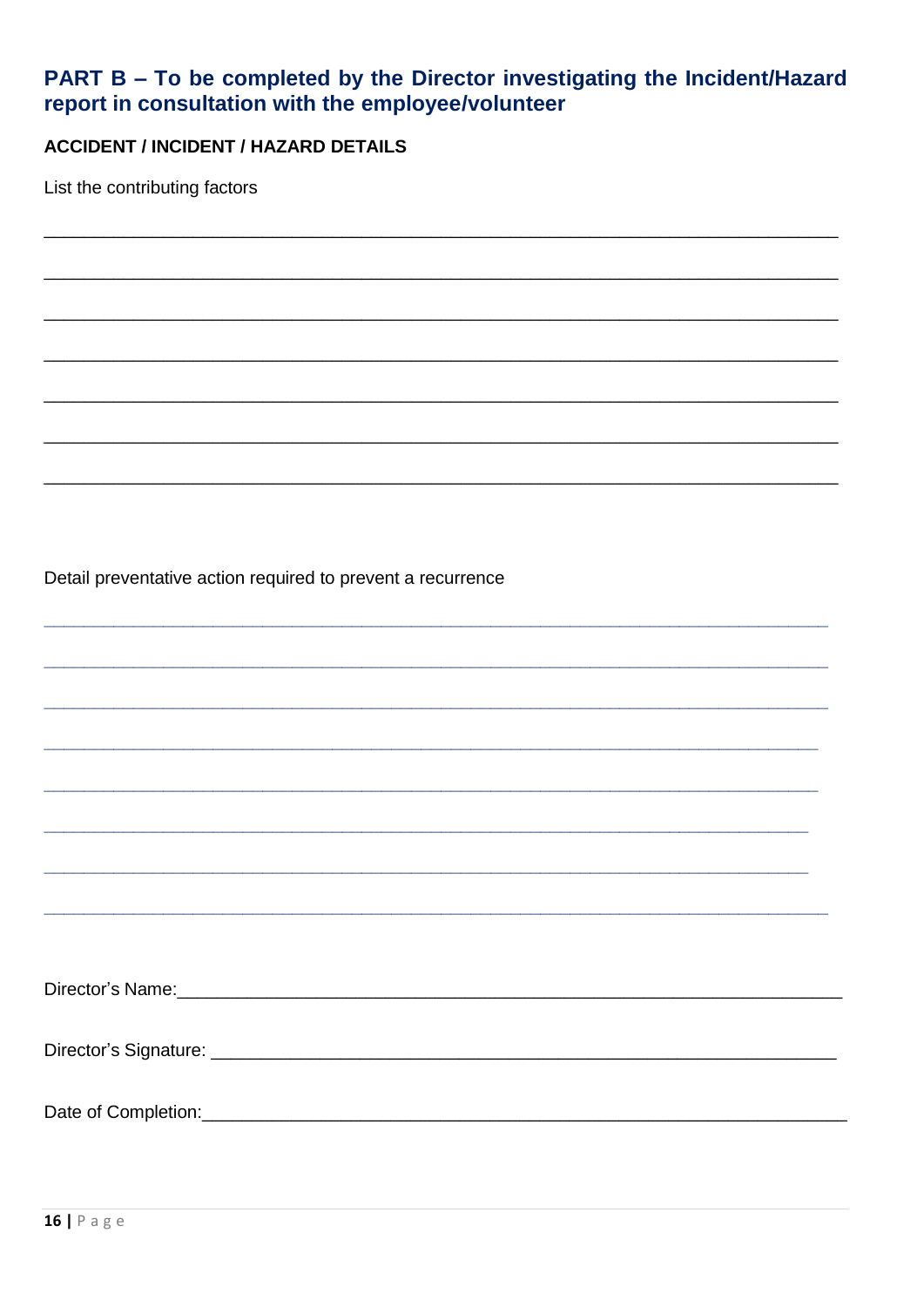## PART B – To be completed by the Director investigating the Incident/Hazard report in consultation with the employee/volunteer

**ACCIDENT / INCIDENT / HAZARD DETAILS**

List the contributing factors

_______________________________________________________________________________

_______________________________________________________________________________

_______________________________________________________________________________

_______________________________________________________________________________

_______________________________________________________________________________

_______________________________________________________________________________

_______________________________________________________________________________

Detail preventative action required to prevent a recurrence

_______________________________________________________________________________

_______________________________________________________________________________

_______________________________________________________________________________

_______________________________________________________________________________

_______________________________________________________________________________

_______________________________________________________________________________

_______________________________________________________________________________

_______________________________________________________________________________

Director's Name:_________________________________________________________________

Director's Signature: ______________________________________________________________

Date of Completion:_______________________________________________________________